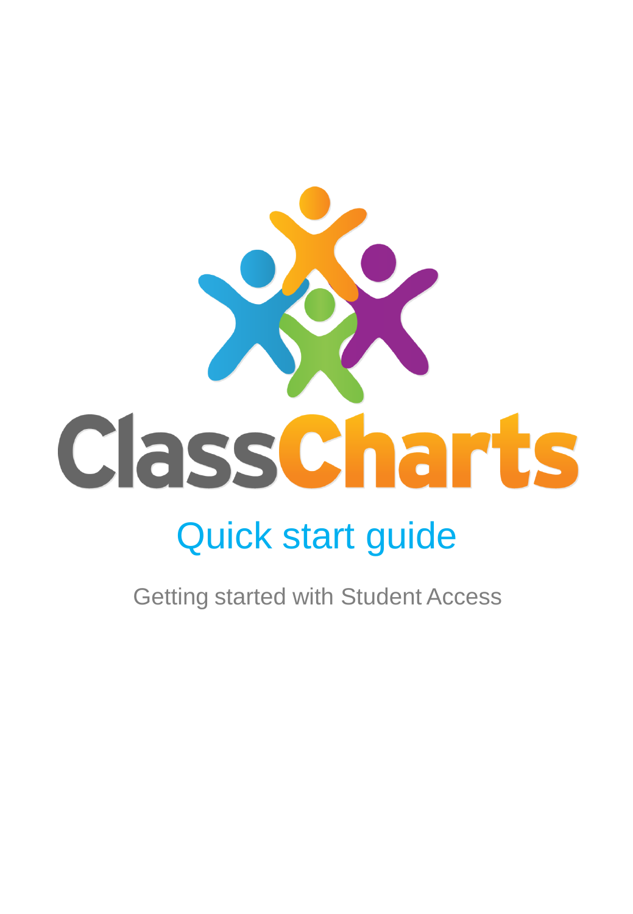# ClassCharts

## Quick start guide

Getting started with Student Access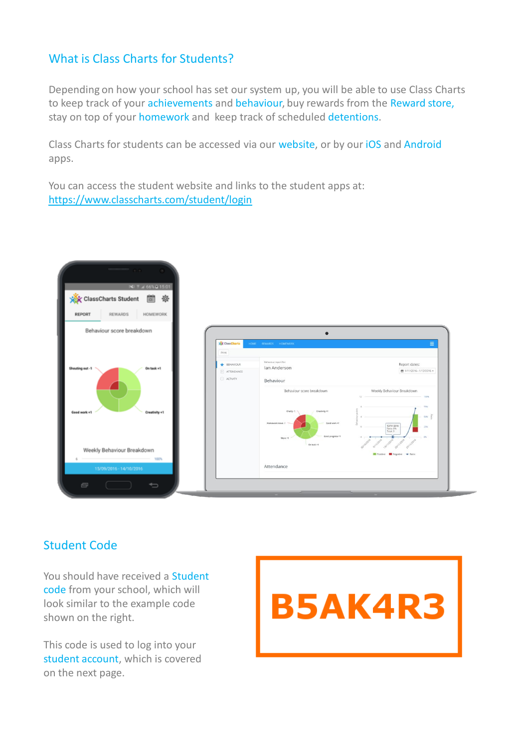## What is Class Charts for Students?

Depending on how your school has set our system up, you will be able to use Class Charts to keep track of your achievements and behaviour, buy rewards from the Reward store, stay on top of your homework and keep track of scheduled detentions.

Class Charts for students can be accessed via our website, or by our iOS and Android apps.

You can access the student website and links to the student apps at:
https://www.classcharts.com/student/login

## Student Code

You should have received a Student code from your school, which will look similar to the example code shown on the right.

This code is used to log into your student account, which is covered on the next page.

**B5AK4R3**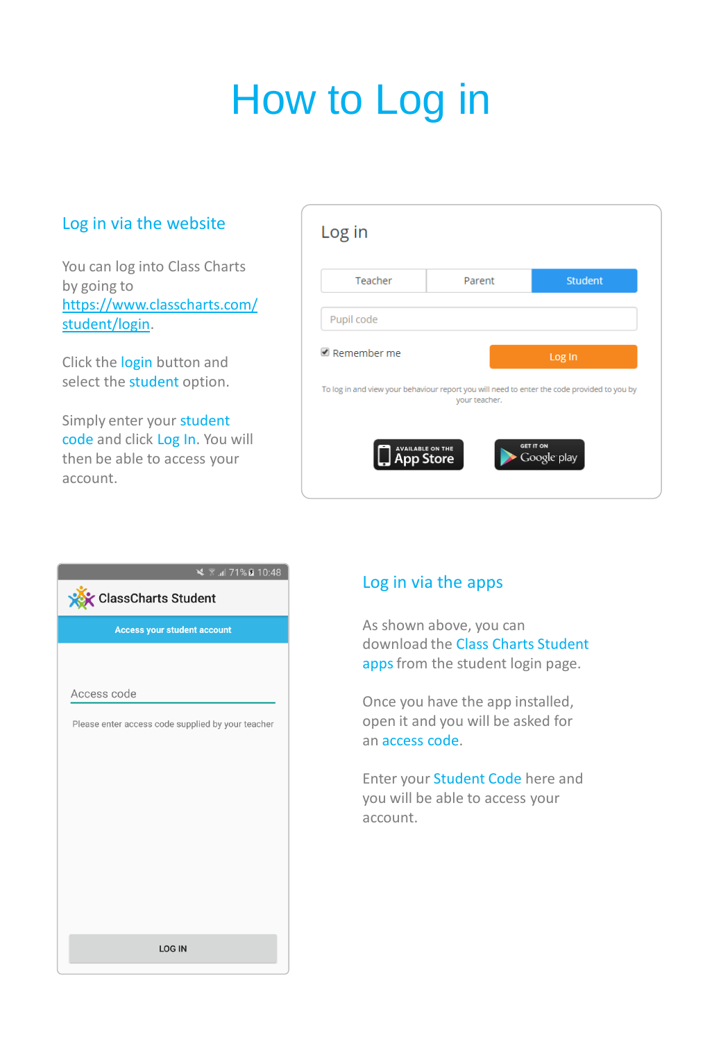# How to Log in

## Log in via the website

You can log into Class Charts by going to https://www.classcharts.com/student/login.

Click the login button and select the student option.

Simply enter your student code and click Log In. You will then be able to access your account.

Log in

Teacher | Parent | Student

Pupil code

Remember me

Log In

To log in and view your behaviour report you will need to enter the code provided to you by your teacher.

AVAILABLE ON THE App Store

GET IT ON Google play

71% 10:48

ClassCharts Student

Access your student account

Access code

Please enter access code supplied by your teacher

LOG IN

## Log in via the apps

As shown above, you can download the Class Charts Student apps from the student login page.

Once you have the app installed, open it and you will be asked for an access code.

Enter your Student Code here and you will be able to access your account.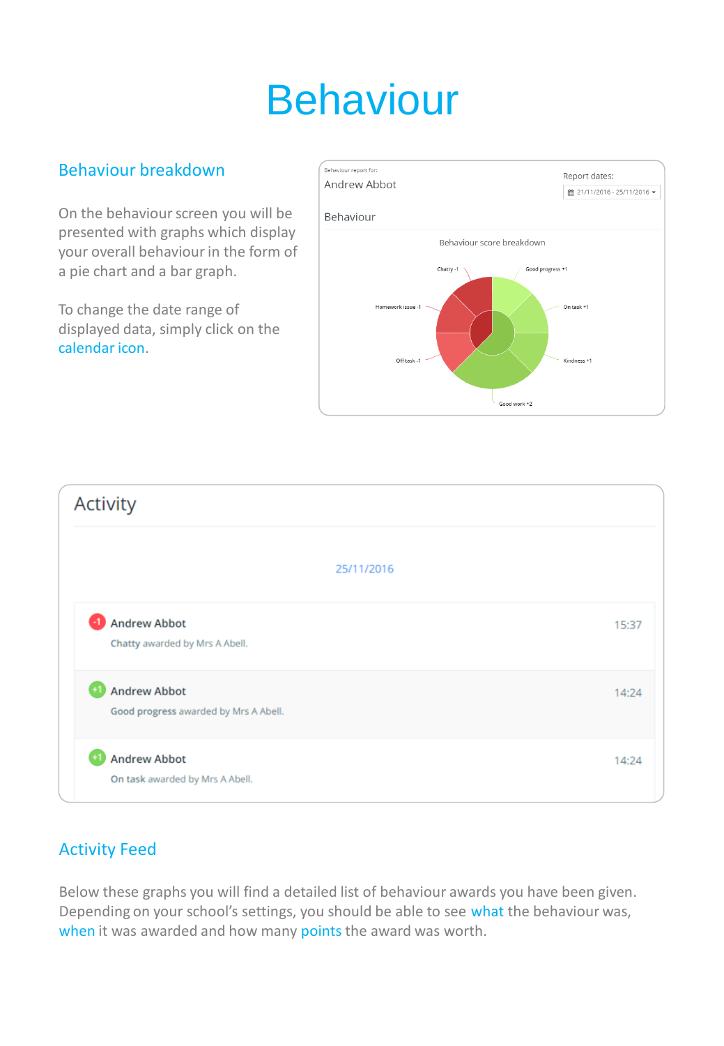# Behaviour

## Behaviour breakdown

On the behaviour screen you will be presented with graphs which display your overall behaviour in the form of a pie chart and a bar graph.

To change the date range of displayed data, simply click on the calendar icon.

Behaviour report for:
Andrew Abbot

Report dates:
21/11/2016 - 25/11/2016

Behaviour

Behaviour score breakdown

Chatty -1
Good progress +1
Homework issue -1
On task +1
Off task -1
Kindness +1
Good work +2

Activity

25/11/2016

-1 **Andrew Abbot** 15:37
Chatty awarded by Mrs A Abell.

+1 **Andrew Abbot** 14:24
Good progress awarded by Mrs A Abell.

+1 **Andrew Abbot** 14:24
On task awarded by Mrs A Abell.

## Activity Feed

Below these graphs you will find a detailed list of behaviour awards you have been given. Depending on your school's settings, you should be able to see what the behaviour was, when it was awarded and how many points the award was worth.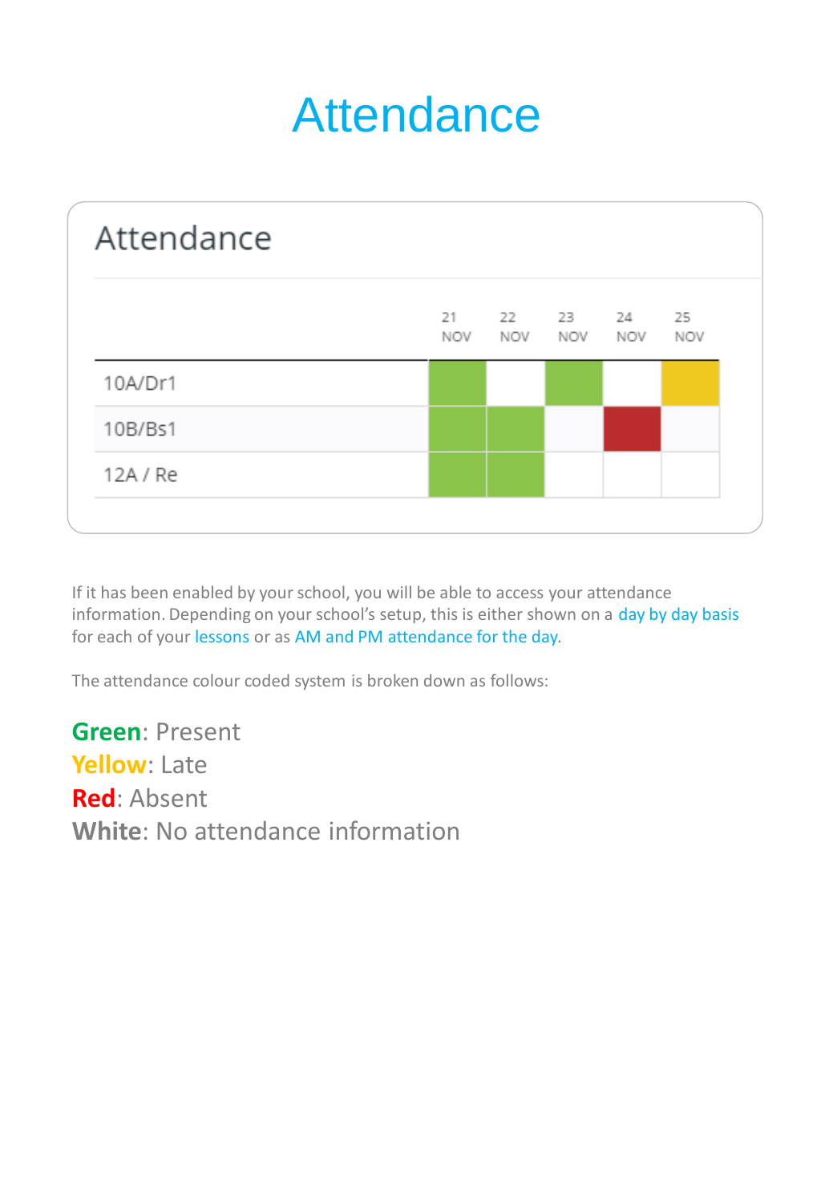# Attendance

## Attendance

| | 21 NOV | 22 NOV | 23 NOV | 24 NOV | 25 NOV |
|---|---|---|---|---|---|
| 10A/Dr1 | Green | White | Green | White | Yellow |
| 10B/Bs1 | Green | Green | White | Red | White |
| 12A / Re | Green | Green | White | White | White |

If it has been enabled by your school, you will be able to access your attendance information. Depending on your school's setup, this is either shown on a day by day basis for each of your lessons or as AM and PM attendance for the day.

The attendance colour coded system is broken down as follows:

**Green**: Present
**Yellow**: Late
**Red**: Absent
**White**: No attendance information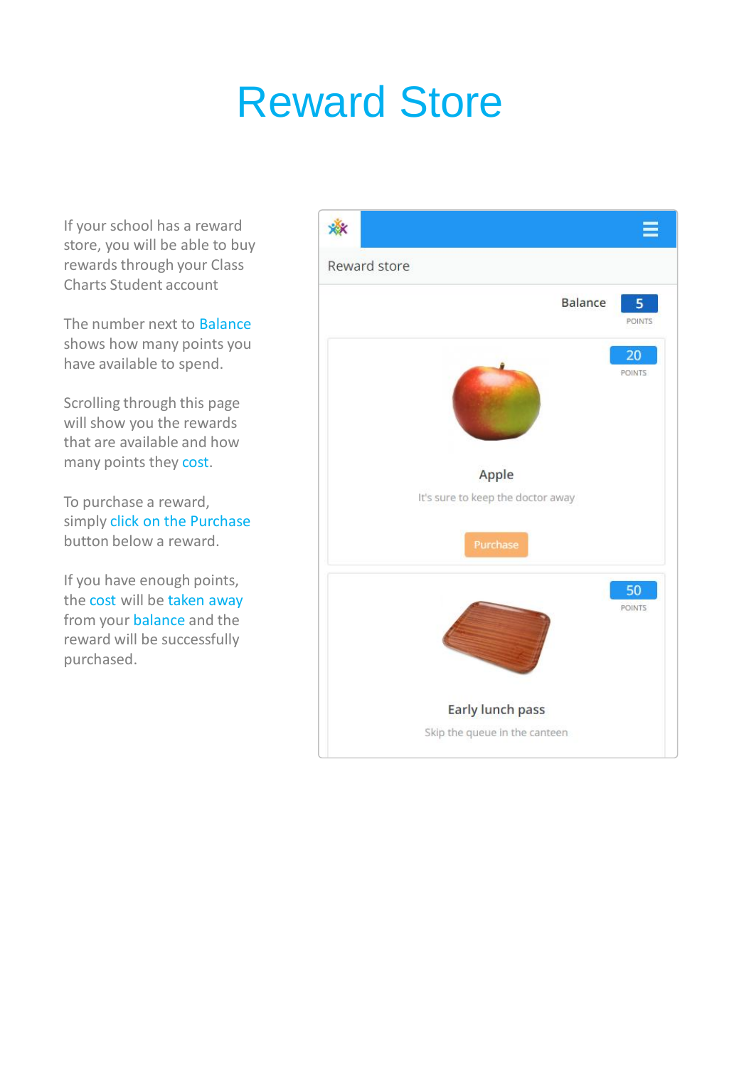# Reward Store

If your school has a reward store, you will be able to buy rewards through your Class Charts Student account

The number next to Balance shows how many points you have available to spend.

Scrolling through this page will show you the rewards that are available and how many points they cost.

To purchase a reward, simply click on the Purchase button below a reward.

If you have enough points, the cost will be taken away from your balance and the reward will be successfully purchased.

Reward store

Balance 5 POINTS

20 POINTS

Apple

It's sure to keep the doctor away

Purchase

50 POINTS

Early lunch pass

Skip the queue in the canteen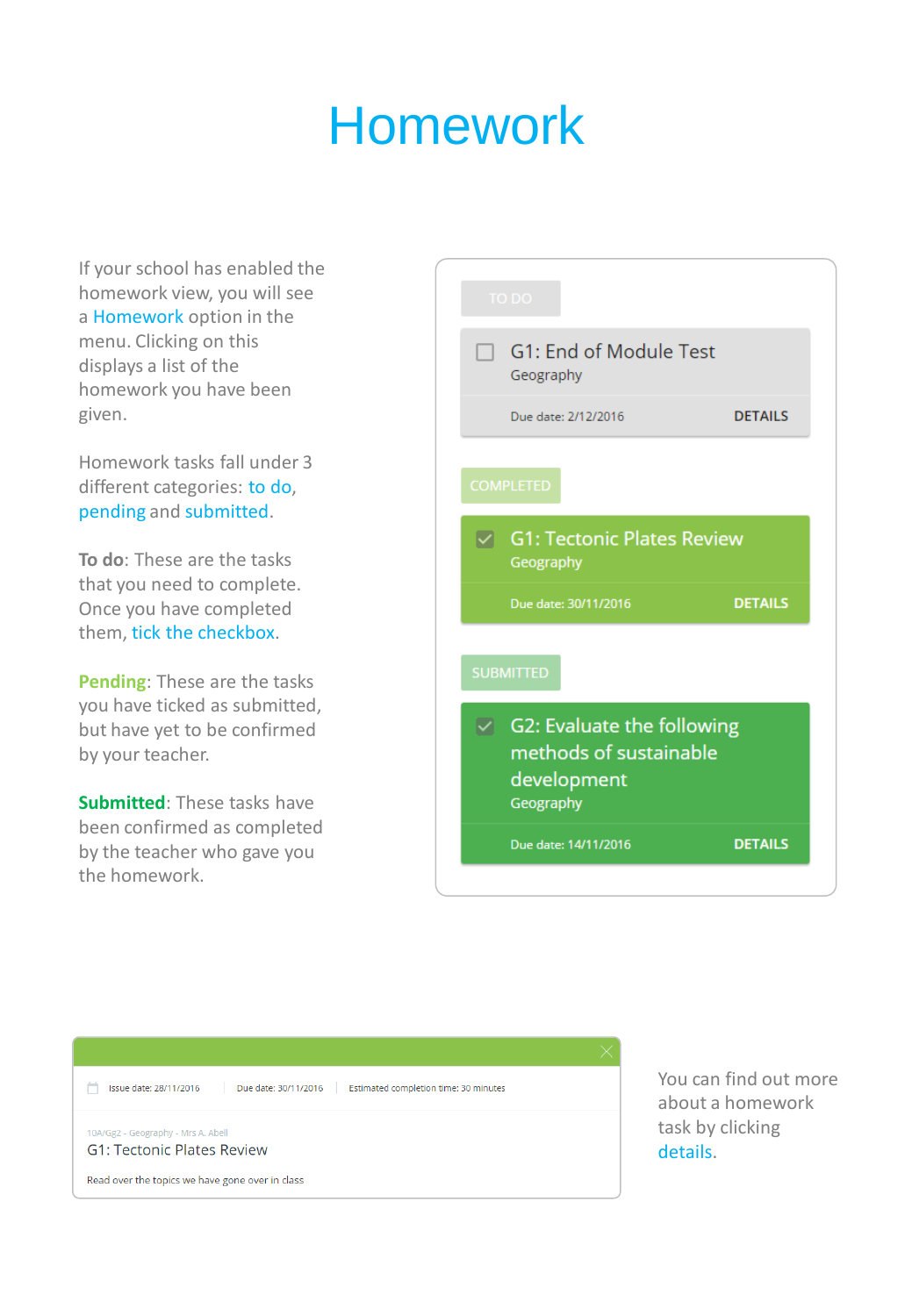# Homework

If your school has enabled the homework view, you will see a Homework option in the menu. Clicking on this displays a list of the homework you have been given.

Homework tasks fall under 3 different categories: to do, pending and submitted.

**To do**: These are the tasks that you need to complete. Once you have completed them, tick the checkbox.

**Pending**: These are the tasks you have ticked as submitted, but have yet to be confirmed by your teacher.

**Submitted**: These tasks have been confirmed as completed by the teacher who gave you the homework.

TO DO

G1: End of Module Test
Geography
Due date: 2/12/2016 DETAILS

COMPLETED

G1: Tectonic Plates Review
Geography
Due date: 30/11/2016 DETAILS

SUBMITTED

G2: Evaluate the following methods of sustainable development
Geography
Due date: 14/11/2016 DETAILS

Issue date: 28/11/2016 | Due date: 30/11/2016 | Estimated completion time: 30 minutes

10A/Gg2 - Geography - Mrs A. Abell
G1: Tectonic Plates Review
Read over the topics we have gone over in class

You can find out more about a homework task by clicking details.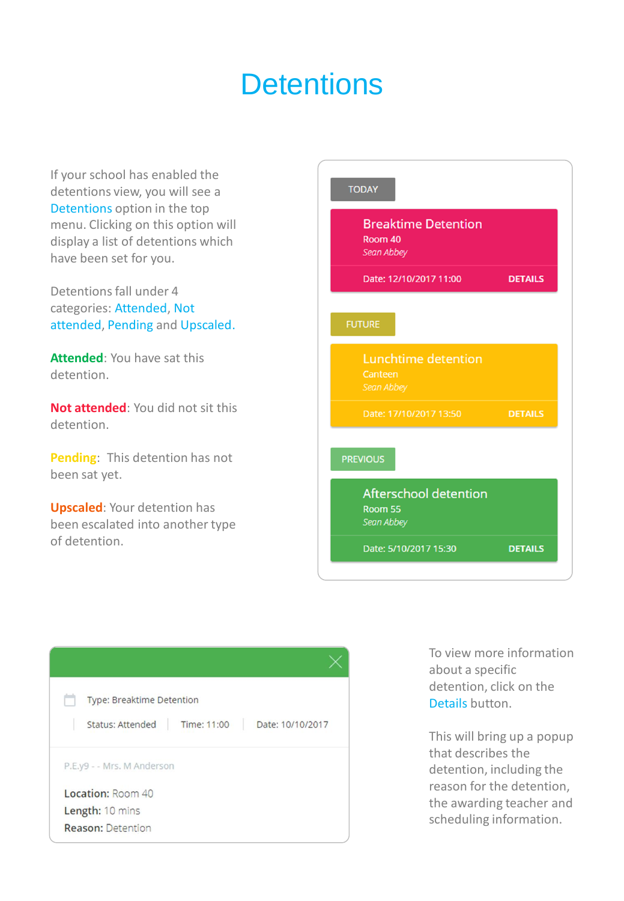# Detentions

If your school has enabled the detentions view, you will see a Detentions option in the top menu. Clicking on this option will display a list of detentions which have been set for you.

Detentions fall under 4 categories: Attended, Not attended, Pending and Upscaled.

**Attended**: You have sat this detention.

**Not attended**: You did not sit this detention.

**Pending**: This detention has not been sat yet.

**Upscaled**: Your detention has been escalated into another type of detention.

TODAY

Breaktime Detention
Room 40
*Sean Abbey*
Date: 12/10/2017 11:00 DETAILS

FUTURE

Lunchtime detention
Canteen
*Sean Abbey*
Date: 17/10/2017 13:50 DETAILS

PREVIOUS

Afterschool detention
Room 55
*Sean Abbey*
Date: 5/10/2017 15:30 DETAILS

Type: Breaktime Detention

Status: Attended | Time: 11:00 | Date: 10/10/2017

P.E.y9 - - Mrs. M Anderson

**Location:** Room 40
**Length:** 10 mins
**Reason:** Detention

To view more information about a specific detention, click on the Details button.

This will bring up a popup that describes the detention, including the reason for the detention, the awarding teacher and scheduling information.